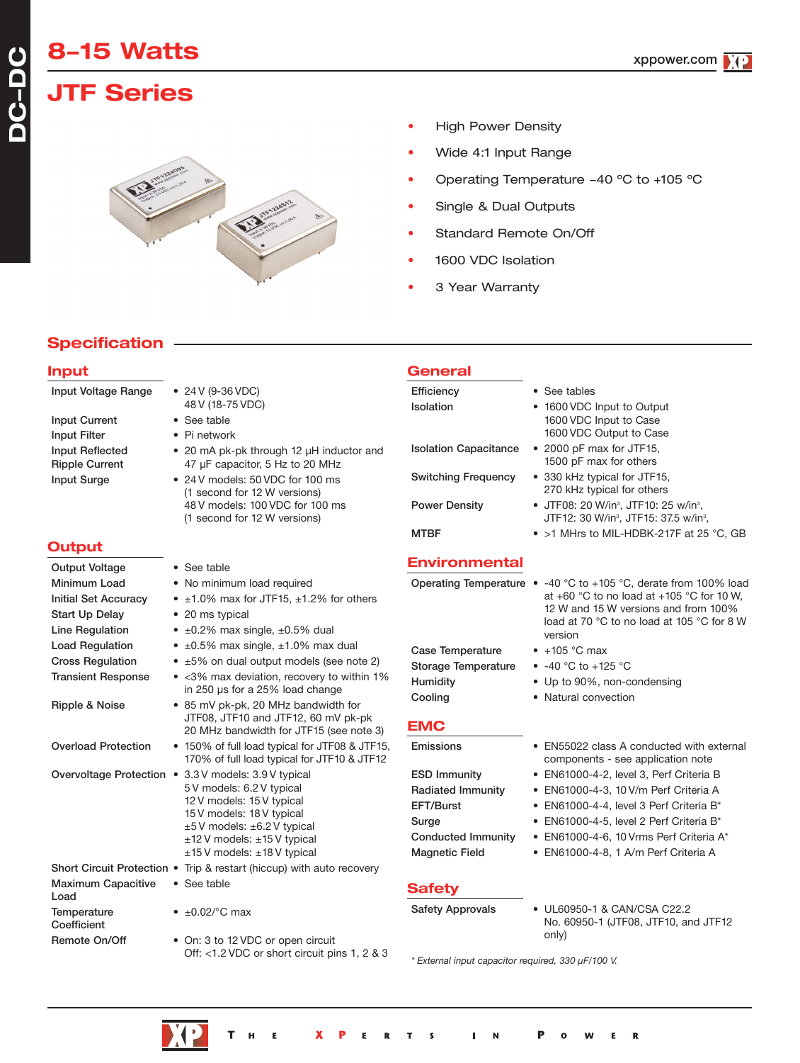# 8–15 Watts

# JTF Series

- High Power Density
- Wide 4:1 Input Range
- Operating Temperature –40 °C to +105 °C
- Single & Dual Outputs
- Standard Remote On/Off
- 1600 VDC Isolation
- 3 Year Warranty

## Specification

### Input

| | |
|---|---|
| Input Voltage Range | • 24 V (9-36 VDC)<br>48 V (18-75 VDC) |
| Input Current | • See table |
| Input Filter | • Pi network |
| Input Reflected Ripple Current | • 20 mA pk-pk through 12 µH inductor and 47 µF capacitor, 5 Hz to 20 MHz |
| Input Surge | • 24 V models: 50 VDC for 100 ms<br>(1 second for 12 W versions)<br>48 V models: 100 VDC for 100 ms<br>(1 second for 12 W versions) |

### Output

| | |
|---|---|
| Output Voltage | • See table |
| Minimum Load | • No minimum load required |
| Initial Set Accuracy | • ±1.0% max for JTF15, ±1.2% for others |
| Start Up Delay | • 20 ms typical |
| Line Regulation | • ±0.2% max single, ±0.5% dual |
| Load Regulation | • ±0.5% max single, ±1.0% max dual |
| Cross Regulation | • ±5% on dual output models (see note 2) |
| Transient Response | • <3% max deviation, recovery to within 1% in 250 µs for a 25% load change |
| Ripple & Noise | • 85 mV pk-pk, 20 MHz bandwidth for JTF08, JTF10 and JTF12, 60 mV pk-pk 20 MHz bandwidth for JTF15 (see note 3) |
| Overload Protection | • 150% of full load typical for JTF08 & JTF15, 170% of full load typical for JTF10 & JTF12 |
| Overvoltage Protection | • 3.3 V models: 3.9 V typical<br>5 V models: 6.2 V typical<br>12 V models: 15 V typical<br>15 V models: 18 V typical<br>±5 V models: ±6.2 V typical<br>±12 V models: ±15 V typical<br>±15 V models: ±18 V typical |
| Short Circuit Protection | • Trip & restart (hiccup) with auto recovery |
| Maximum Capacitive Load | • See table |
| Temperature Coefficient | • ±0.02/°C max |
| Remote On/Off | • On: 3 to 12 VDC or open circuit<br>Off: <1.2 VDC or short circuit pins 1, 2 & 3 |

### General

| | |
|---|---|
| Efficiency | • See tables |
| Isolation | • 1600 VDC Input to Output<br>1600 VDC Input to Case<br>1600 VDC Output to Case |
| Isolation Capacitance | • 2000 pF max for JTF15,<br>1500 pF max for others |
| Switching Frequency | • 330 kHz typical for JTF15,<br>270 kHz typical for others |
| Power Density | • JTF08: 20 W/in³, JTF10: 25 w/in³,<br>JTF12: 30 W/in³, JTF15: 37.5 w/in³, |
| MTBF | • >1 MHrs to MIL-HDBK-217F at 25 °C, GB |

### Environmental

| | |
|---|---|
| Operating Temperature | • -40 °C to +105 °C, derate from 100% load at +60 °C to no load at +105 °C for 10 W, 12 W and 15 W versions and from 100% load at 70 °C to no load at 105 °C for 8 W version |
| Case Temperature | • +105 °C max |
| Storage Temperature | • -40 °C to +125 °C |
| Humidity | • Up to 90%, non-condensing |
| Cooling | • Natural convection |

### EMC

| | |
|---|---|
| Emissions | • EN55022 class A conducted with external components - see application note |
| ESD Immunity | • EN61000-4-2, level 3, Perf Criteria B |
| Radiated Immunity | • EN61000-4-3, 10 V/m Perf Criteria A |
| EFT/Burst | • EN61000-4-4, level 3 Perf Criteria B* |
| Surge | • EN61000-4-5, level 2 Perf Criteria B* |
| Conducted Immunity | • EN61000-4-6, 10 Vrms Perf Criteria A* |
| Magnetic Field | • EN61000-4-8, 1 A/m Perf Criteria A |

### Safety

| | |
|---|---|
| Safety Approvals | • UL60950-1 & CAN/CSA C22.2 No. 60950-1 (JTF08, JTF10, and JTF12 only) |

*\* External input capacitor required, 330 µF/100 V.*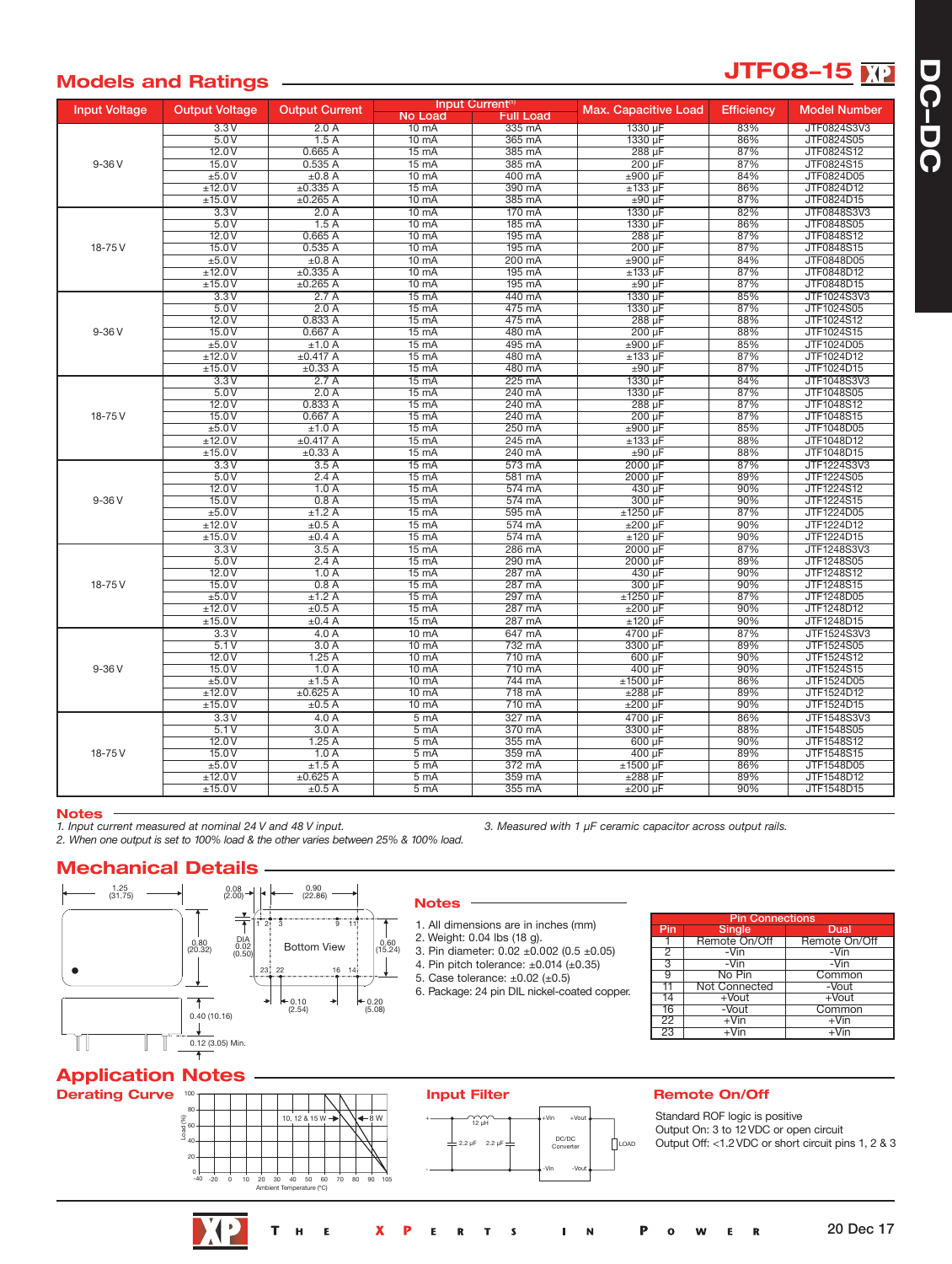## Models and Ratings

**JTF08-15**

| Input Voltage | Output Voltage | Output Current | Input Current(1) | | Max. Capacitive Load | Efficiency | Model Number |
|---|---|---|---|---|---|---|---|
| | | | No Load | Full Load | | | |
| 9-36 V | 3.3 V | 2.0 A | 10 mA | 335 mA | 1330 µF | 83% | JTF0824S3V3 |
| | 5.0 V | 1.5 A | 10 mA | 365 mA | 1330 µF | 86% | JTF0824S05 |
| | 12.0 V | 0.665 A | 15 mA | 385 mA | 288 µF | 87% | JTF0824S12 |
| | 15.0 V | 0.535 A | 15 mA | 385 mA | 200 µF | 87% | JTF0824S15 |
| | ±5.0 V | ±0.8 A | 10 mA | 400 mA | ±900 µF | 84% | JTF0824D05 |
| | ±12.0 V | ±0.335 A | 15 mA | 390 mA | ±133 µF | 86% | JTF0824D12 |
| | ±15.0 V | ±0.265 A | 10 mA | 385 mA | ±90 µF | 87% | JTF0824D15 |
| 18-75 V | 3.3 V | 2.0 A | 10 mA | 170 mA | 1330 µF | 82% | JTF0848S3V3 |
| | 5.0 V | 1.5 A | 10 mA | 185 mA | 1330 µF | 86% | JTF0848S05 |
| | 12.0 V | 0.665 A | 10 mA | 195 mA | 288 µF | 87% | JTF0848S12 |
| | 15.0 V | 0.535 A | 10 mA | 195 mA | 200 µF | 87% | JTF0848S15 |
| | ±5.0 V | ±0.8 A | 10 mA | 200 mA | ±900 µF | 84% | JTF0848D05 |
| | ±12.0 V | ±0.335 A | 10 mA | 195 mA | ±133 µF | 87% | JTF0848D12 |
| | ±15.0 V | ±0.265 A | 10 mA | 195 mA | ±90 µF | 87% | JTF0848D15 |
| 9-36 V | 3.3 V | 2.7 A | 15 mA | 440 mA | 1330 µF | 85% | JTF1024S3V3 |
| | 5.0 V | 2.0 A | 15 mA | 475 mA | 1330 µF | 87% | JTF1024S05 |
| | 12.0 V | 0.833 A | 15 mA | 475 mA | 288 µF | 88% | JTF1024S12 |
| | 15.0 V | 0.667 A | 15 mA | 480 mA | 200 µF | 88% | JTF1024S15 |
| | ±5.0 V | ±1.0 A | 15 mA | 495 mA | ±900 µF | 85% | JTF1024D05 |
| | ±12.0 V | ±0.417 A | 15 mA | 480 mA | ±133 µF | 87% | JTF1024D12 |
| | ±15.0 V | ±0.33 A | 15 mA | 480 mA | ±90 µF | 87% | JTF1024D15 |
| 18-75 V | 3.3 V | 2.7 A | 15 mA | 225 mA | 1330 µF | 84% | JTF1048S3V3 |
| | 5.0 V | 2.0 A | 15 mA | 240 mA | 1330 µF | 87% | JTF1048S05 |
| | 12.0 V | 0.833 A | 15 mA | 240 mA | 288 µF | 87% | JTF1048S12 |
| | 15.0 V | 0.667 A | 15 mA | 240 mA | 200 µF | 87% | JTF1048S15 |
| | ±5.0 V | ±1.0 A | 15 mA | 250 mA | ±900 µF | 85% | JTF1048D05 |
| | ±12.0 V | ±0.417 A | 15 mA | 245 mA | ±133 µF | 88% | JTF1048D12 |
| | ±15.0 V | ±0.33 A | 15 mA | 240 mA | ±90 µF | 88% | JTF1048D15 |
| 9-36 V | 3.3 V | 3.5 A | 15 mA | 573 mA | 2000 µF | 87% | JTF1224S3V3 |
| | 5.0 V | 2.4 A | 15 mA | 581 mA | 2000 µF | 89% | JTF1224S05 |
| | 12.0 V | 1.0 A | 15 mA | 574 mA | 430 µF | 90% | JTF1224S12 |
| | 15.0 V | 0.8 A | 15 mA | 574 mA | 300 µF | 90% | JTF1224S15 |
| | ±5.0 V | ±1.2 A | 15 mA | 595 mA | ±1250 µF | 87% | JTF1224D05 |
| | ±12.0 V | ±0.5 A | 15 mA | 574 mA | ±200 µF | 90% | JTF1224D12 |
| | ±15.0 V | ±0.4 A | 15 mA | 574 mA | ±120 µF | 90% | JTF1224D15 |
| 18-75 V | 3.3 V | 3.5 A | 15 mA | 286 mA | 2000 µF | 87% | JTF1248S3V3 |
| | 5.0 V | 2.4 A | 15 mA | 290 mA | 2000 µF | 89% | JTF1248S05 |
| | 12.0 V | 1.0 A | 15 mA | 287 mA | 430 µF | 90% | JTF1248S12 |
| | 15.0 V | 0.8 A | 15 mA | 287 mA | 300 µF | 90% | JTF1248S15 |
| | ±5.0 V | ±1.2 A | 15 mA | 297 mA | ±1250 µF | 87% | JTF1248D05 |
| | ±12.0 V | ±0.5 A | 15 mA | 287 mA | ±200 µF | 90% | JTF1248D12 |
| | ±15.0 V | ±0.4 A | 15 mA | 287 mA | ±120 µF | 90% | JTF1248D15 |
| 9-36 V | 3.3 V | 4.0 A | 10 mA | 647 mA | 4700 µF | 87% | JTF1524S3V3 |
| | 5.1 V | 3.0 A | 10 mA | 732 mA | 3300 µF | 89% | JTF1524S05 |
| | 12.0 V | 1.25 A | 10 mA | 710 mA | 600 µF | 90% | JTF1524S12 |
| | 15.0 V | 1.0 A | 10 mA | 710 mA | 400 µF | 90% | JTF1524S15 |
| | ±5.0 V | ±1.5 A | 10 mA | 744 mA | ±1500 µF | 86% | JTF1524D05 |
| | ±12.0 V | ±0.625 A | 10 mA | 718 mA | ±288 µF | 89% | JTF1524D12 |
| | ±15.0 V | ±0.5 A | 10 mA | 710 mA | ±200 µF | 90% | JTF1524D15 |
| 18-75 V | 3.3 V | 4.0 A | 5 mA | 327 mA | 4700 µF | 86% | JTF1548S3V3 |
| | 5.1 V | 3.0 A | 5 mA | 370 mA | 3300 µF | 88% | JTF1548S05 |
| | 12.0 V | 1.25 A | 5 mA | 355 mA | 600 µF | 90% | JTF1548S12 |
| | 15.0 V | 1.0 A | 5 mA | 359 mA | 400 µF | 89% | JTF1548S15 |
| | ±5.0 V | ±1.5 A | 5 mA | 372 mA | ±1500 µF | 86% | JTF1548D05 |
| | ±12.0 V | ±0.625 A | 5 mA | 359 mA | ±288 µF | 89% | JTF1548D12 |
| | ±15.0 V | ±0.5 A | 5 mA | 355 mA | ±200 µF | 90% | JTF1548D15 |

### Notes

1. *Input current measured at nominal 24 V and 48 V input.*
2. *When one output is set to 100% load & the other varies between 25% & 100% load.*
3. *Measured with 1 µF ceramic capacitor across output rails.*

## Mechanical Details

1.25 (31.75)
0.08 (2.00)
0.90 (22.86)
0.80 (20.32)
DIA 0.02 (0.50)
Bottom View
1 2 3 9 11
23 22 16 14
0.60 (15.24)
0.10 (2.54)
0.20 (5.08)
0.40 (10.16)
0.12 (3.05) Min.

### Notes

1. All dimensions are in inches (mm)
2. Weight: 0.04 lbs (18 g).
3. Pin diameter: 0.02 ±0.002 (0.5 ±0.05)
4. Pin pitch tolerance: ±0.014 (±0.35)
5. Case tolerance: ±0.02 (±0.5)
6. Package: 24 pin DIL nickel-coated copper.

| Pin | Pin Connections | |
|---|---|---|
| | Single | Dual |
| 1 | Remote On/Off | Remote On/Off |
| 2 | -Vin | -Vin |
| 3 | -Vin | -Vin |
| 9 | No Pin | Common |
| 11 | Not Connected | -Vout |
| 14 | +Vout | +Vout |
| 16 | -Vout | Common |
| 22 | +Vin | +Vin |
| 23 | +Vin | +Vin |

## Application Notes

### Derating Curve

Load (%)
100 80 60 40 20 0
-40 -20 0 10 20 30 40 50 60 70 80 90 105
Ambient Temperature (°C)
10, 12 & 15 W
8 W

### Input Filter

12 µH
2.2 µF 2.2 µF
+Vin +Vout
DC/DC Converter
-Vin -Vout
LOAD

### Remote On/Off

Standard ROF logic is positive
Output On: 3 to 12 VDC or open circuit
Output Off: <1.2 VDC or short circuit pins 1, 2 & 3